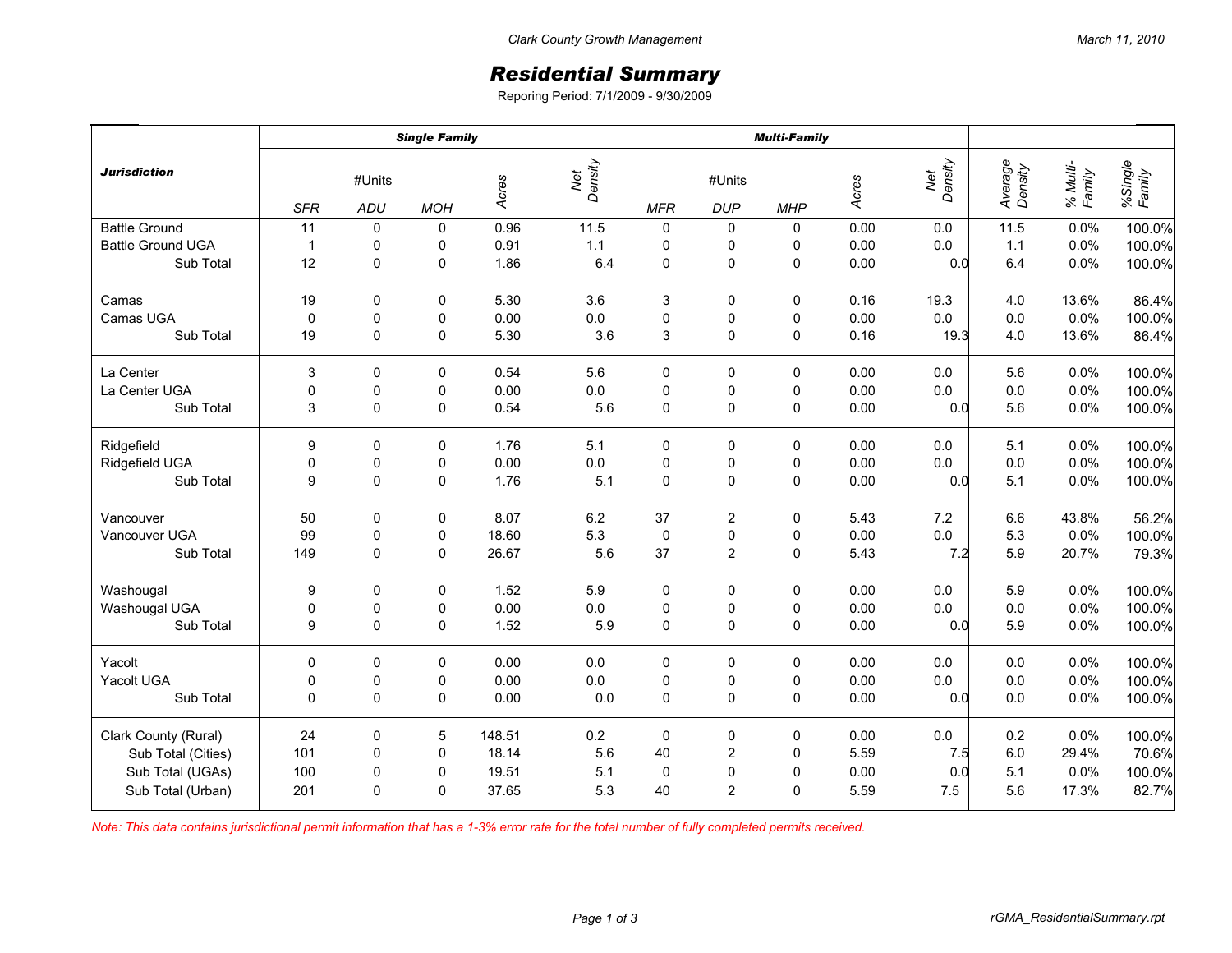Clark County Growth Management

March 11, 2010

# *Residential Summary*

Reporing Period: 7/1/2009 - 9/30/2009

| ***Jurisdiction*** | ***Single Family*** | | | | | ***Multi-Family*** | | | | | | | |
|---|---|---|---|---|---|---|---|---|---|---|---|---|---|
| | #Units | | | *Acres* | *Net Density* | #Units | | | *Acres* | *Net Density* | *Average Density* | *% Multi-Family* | *%Single Family* |
| | *SFR* | *ADU* | *MOH* | | | *MFR* | *DUP* | *MHP* | | | | | |
| Battle Ground | 11 | 0 | 0 | 0.96 | 11.5 | 0 | 0 | 0 | 0.00 | 0.0 | 11.5 | 0.0% | 100.0% |
| Battle Ground UGA | 1 | 0 | 0 | 0.91 | 1.1 | 0 | 0 | 0 | 0.00 | 0.0 | 1.1 | 0.0% | 100.0% |
| Sub Total | 12 | 0 | 0 | 1.86 | 6.4 | 0 | 0 | 0 | 0.00 | 0.0 | 6.4 | 0.0% | 100.0% |
| Camas | 19 | 0 | 0 | 5.30 | 3.6 | 3 | 0 | 0 | 0.16 | 19.3 | 4.0 | 13.6% | 86.4% |
| Camas UGA | 0 | 0 | 0 | 0.00 | 0.0 | 0 | 0 | 0 | 0.00 | 0.0 | 0.0 | 0.0% | 100.0% |
| Sub Total | 19 | 0 | 0 | 5.30 | 3.6 | 3 | 0 | 0 | 0.16 | 19.3 | 4.0 | 13.6% | 86.4% |
| La Center | 3 | 0 | 0 | 0.54 | 5.6 | 0 | 0 | 0 | 0.00 | 0.0 | 5.6 | 0.0% | 100.0% |
| La Center UGA | 0 | 0 | 0 | 0.00 | 0.0 | 0 | 0 | 0 | 0.00 | 0.0 | 0.0 | 0.0% | 100.0% |
| Sub Total | 3 | 0 | 0 | 0.54 | 5.6 | 0 | 0 | 0 | 0.00 | 0.0 | 5.6 | 0.0% | 100.0% |
| Ridgefield | 9 | 0 | 0 | 1.76 | 5.1 | 0 | 0 | 0 | 0.00 | 0.0 | 5.1 | 0.0% | 100.0% |
| Ridgefield UGA | 0 | 0 | 0 | 0.00 | 0.0 | 0 | 0 | 0 | 0.00 | 0.0 | 0.0 | 0.0% | 100.0% |
| Sub Total | 9 | 0 | 0 | 1.76 | 5.1 | 0 | 0 | 0 | 0.00 | 0.0 | 5.1 | 0.0% | 100.0% |
| Vancouver | 50 | 0 | 0 | 8.07 | 6.2 | 37 | 2 | 0 | 5.43 | 7.2 | 6.6 | 43.8% | 56.2% |
| Vancouver UGA | 99 | 0 | 0 | 18.60 | 5.3 | 0 | 0 | 0 | 0.00 | 0.0 | 5.3 | 0.0% | 100.0% |
| Sub Total | 149 | 0 | 0 | 26.67 | 5.6 | 37 | 2 | 0 | 5.43 | 7.2 | 5.9 | 20.7% | 79.3% |
| Washougal | 9 | 0 | 0 | 1.52 | 5.9 | 0 | 0 | 0 | 0.00 | 0.0 | 5.9 | 0.0% | 100.0% |
| Washougal UGA | 0 | 0 | 0 | 0.00 | 0.0 | 0 | 0 | 0 | 0.00 | 0.0 | 0.0 | 0.0% | 100.0% |
| Sub Total | 9 | 0 | 0 | 1.52 | 5.9 | 0 | 0 | 0 | 0.00 | 0.0 | 5.9 | 0.0% | 100.0% |
| Yacolt | 0 | 0 | 0 | 0.00 | 0.0 | 0 | 0 | 0 | 0.00 | 0.0 | 0.0 | 0.0% | 100.0% |
| Yacolt UGA | 0 | 0 | 0 | 0.00 | 0.0 | 0 | 0 | 0 | 0.00 | 0.0 | 0.0 | 0.0% | 100.0% |
| Sub Total | 0 | 0 | 0 | 0.00 | 0.0 | 0 | 0 | 0 | 0.00 | 0.0 | 0.0 | 0.0% | 100.0% |
| Clark County (Rural) | 24 | 0 | 5 | 148.51 | 0.2 | 0 | 0 | 0 | 0.00 | 0.0 | 0.2 | 0.0% | 100.0% |
| Sub Total (Cities) | 101 | 0 | 0 | 18.14 | 5.6 | 40 | 2 | 0 | 5.59 | 7.5 | 6.0 | 29.4% | 70.6% |
| Sub Total (UGAs) | 100 | 0 | 0 | 19.51 | 5.1 | 0 | 0 | 0 | 0.00 | 0.0 | 5.1 | 0.0% | 100.0% |
| Sub Total (Urban) | 201 | 0 | 0 | 37.65 | 5.3 | 40 | 2 | 0 | 5.59 | 7.5 | 5.6 | 17.3% | 82.7% |

*Note: This data contains jurisdictional permit information that has a 1-3% error rate for the total number of fully completed permits received.*

rGMA_ResidentialSummary.rpt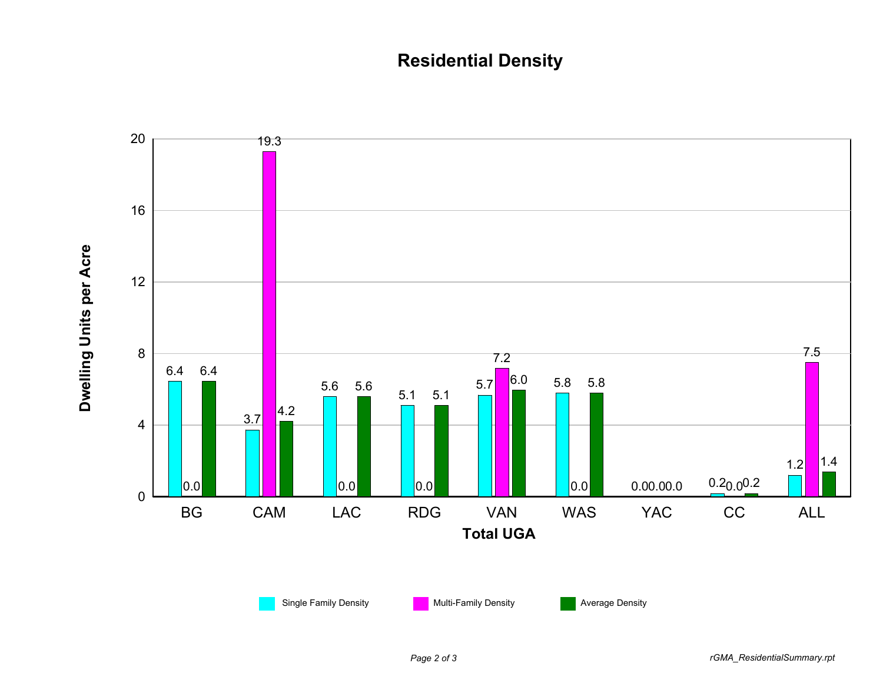# Residential Density

| Total UGA | Single Family Density | Multi-Family Density | Average Density |
|---|---|---|---|
| BG | 6.4 | 0.0 | 6.4 |
| CAM | 3.7 | 19.3 | 4.2 |
| LAC | 5.6 | 0.0 | 5.6 |
| RDG | 5.1 | 0.0 | 5.1 |
| VAN | 5.7 | 7.2 | 6.0 |
| WAS | 5.8 | 0.0 | 5.8 |
| YAC | 0.0 | 0.0 | 0.0 |
| CC | 0.2 | 0.0 | 0.2 |
| ALL | 1.2 | 7.5 | 1.4 |

Y-axis: Dwelling Units per Acre (0–20); X-axis: Total UGA

rGMA_ResidentialSummary.rpt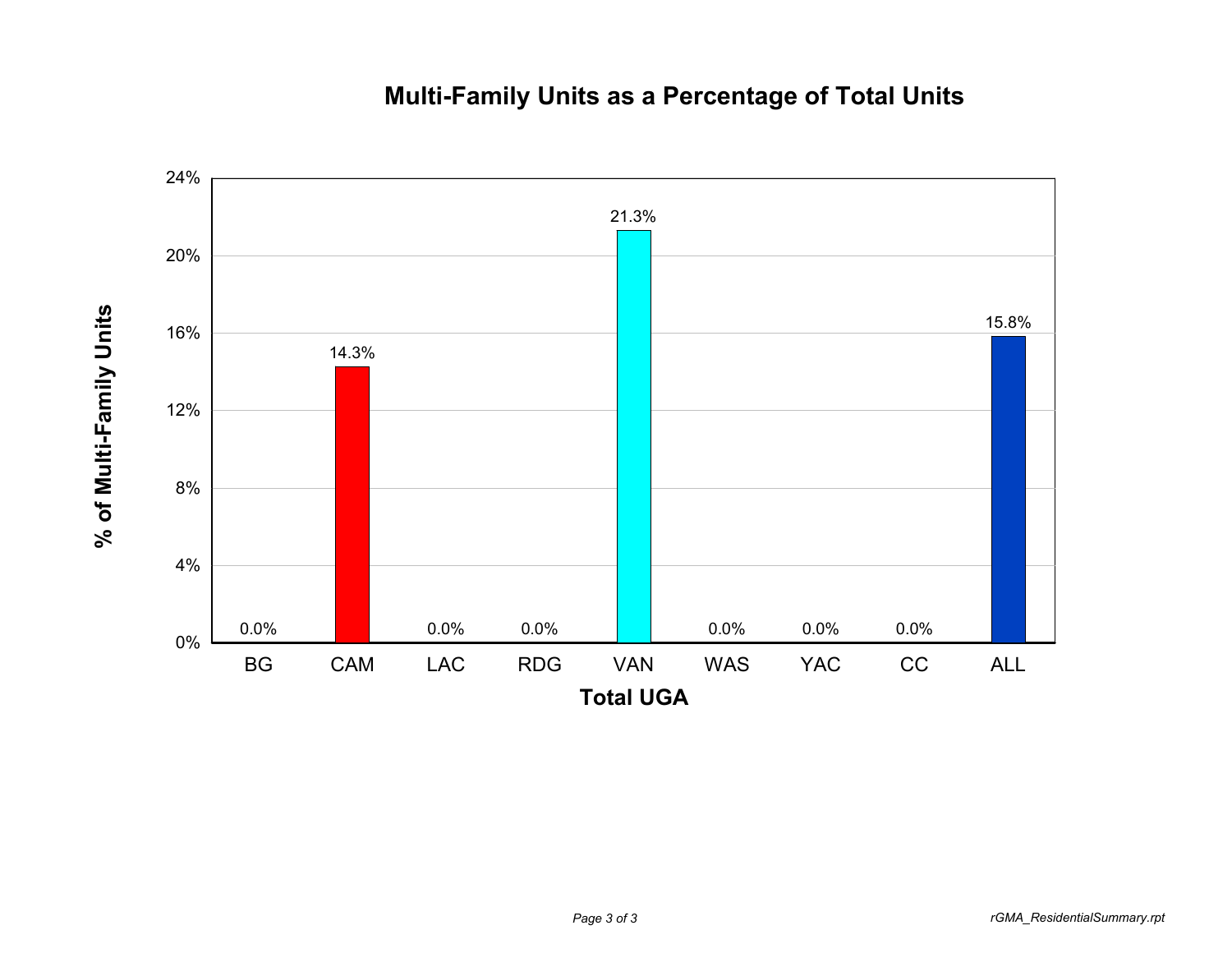## Multi-Family Units as a Percentage of Total Units

24%
20%
16%
12%
8%
4%
0%

% of Multi-Family Units

0.0%
14.3%
0.0%
0.0%
21.3%
0.0%
0.0%
0.0%
15.8%

BG
CAM
LAC
RDG
VAN
WAS
YAC
CC
ALL

**Total UGA**

*rGMA_ResidentialSummary.rpt*